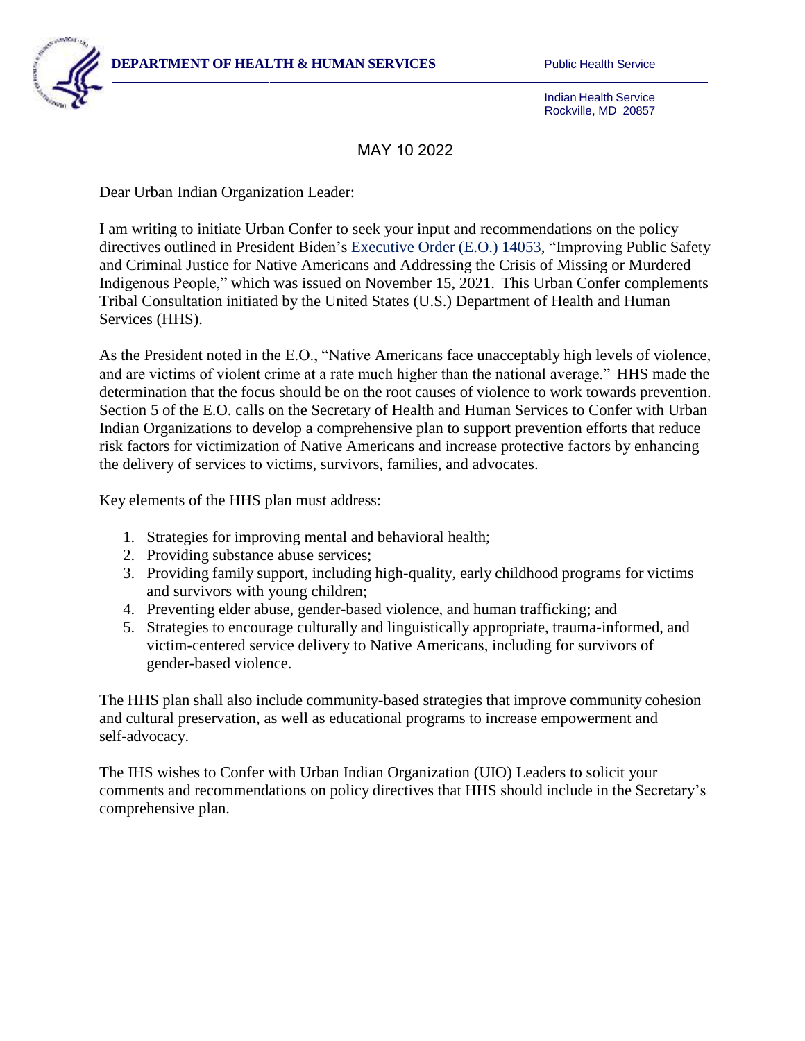**DEPARTMENT OF HEALTH & HUMAN SERVICES** Public Health Service

Indian Health Service
Rockville, MD 20857

MAY 10 2022

Dear Urban Indian Organization Leader:

I am writing to initiate Urban Confer to seek your input and recommendations on the policy directives outlined in President Biden's Executive Order (E.O.) 14053, "Improving Public Safety and Criminal Justice for Native Americans and Addressing the Crisis of Missing or Murdered Indigenous People," which was issued on November 15, 2021. This Urban Confer complements Tribal Consultation initiated by the United States (U.S.) Department of Health and Human Services (HHS).

As the President noted in the E.O., "Native Americans face unacceptably high levels of violence, and are victims of violent crime at a rate much higher than the national average." HHS made the determination that the focus should be on the root causes of violence to work towards prevention. Section 5 of the E.O. calls on the Secretary of Health and Human Services to Confer with Urban Indian Organizations to develop a comprehensive plan to support prevention efforts that reduce risk factors for victimization of Native Americans and increase protective factors by enhancing the delivery of services to victims, survivors, families, and advocates.

Key elements of the HHS plan must address:

1. Strategies for improving mental and behavioral health;
2. Providing substance abuse services;
3. Providing family support, including high-quality, early childhood programs for victims and survivors with young children;
4. Preventing elder abuse, gender-based violence, and human trafficking; and
5. Strategies to encourage culturally and linguistically appropriate, trauma-informed, and victim-centered service delivery to Native Americans, including for survivors of gender-based violence.

The HHS plan shall also include community-based strategies that improve community cohesion and cultural preservation, as well as educational programs to increase empowerment and self-advocacy.

The IHS wishes to Confer with Urban Indian Organization (UIO) Leaders to solicit your comments and recommendations on policy directives that HHS should include in the Secretary's comprehensive plan.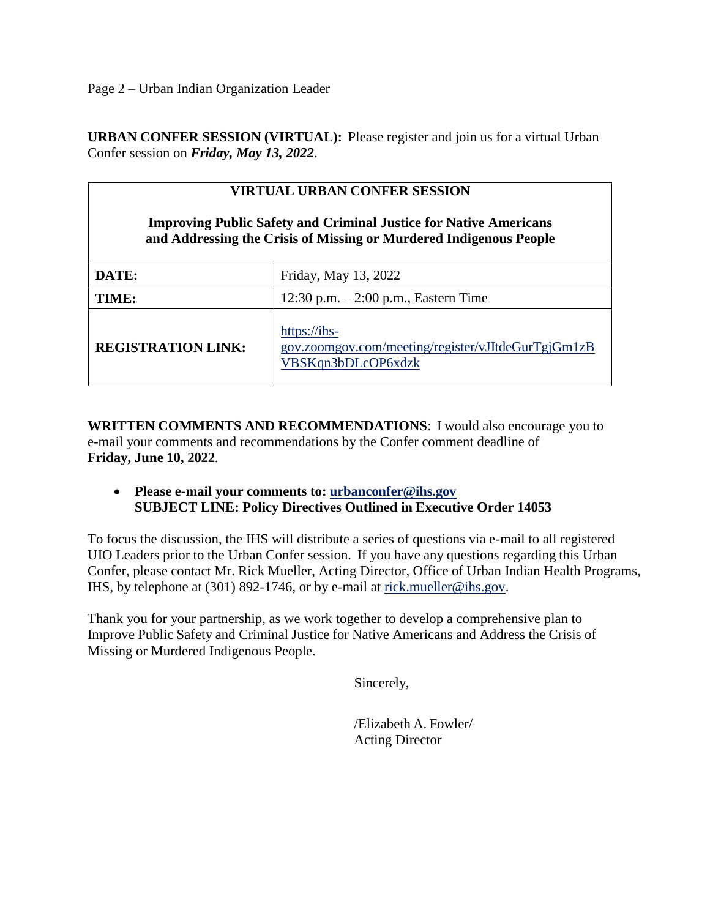**URBAN CONFER SESSION (VIRTUAL):** Please register and join us for a virtual Urban Confer session on ***Friday, May 13, 2022***.

| **VIRTUAL URBAN CONFER SESSION**<br><br>**Improving Public Safety and Criminal Justice for Native Americans and Addressing the Crisis of Missing or Murdered Indigenous People** | |
|---|---|
| **DATE:** | Friday, May 13, 2022 |
| **TIME:** | 12:30 p.m. – 2:00 p.m., Eastern Time |
| **REGISTRATION LINK:** | https://ihs-gov.zoomgov.com/meeting/register/vJItdeGurTgjGm1zBVBSKqn3bDLcOP6xdzk |

**WRITTEN COMMENTS AND RECOMMENDATIONS**: I would also encourage you to e-mail your comments and recommendations by the Confer comment deadline of **Friday, June 10, 2022**.

- **Please e-mail your comments to: urbanconfer@ihs.gov**
  **SUBJECT LINE: Policy Directives Outlined in Executive Order 14053**

To focus the discussion, the IHS will distribute a series of questions via e-mail to all registered UIO Leaders prior to the Urban Confer session. If you have any questions regarding this Urban Confer, please contact Mr. Rick Mueller, Acting Director, Office of Urban Indian Health Programs, IHS, by telephone at (301) 892-1746, or by e-mail at rick.mueller@ihs.gov.

Thank you for your partnership, as we work together to develop a comprehensive plan to Improve Public Safety and Criminal Justice for Native Americans and Address the Crisis of Missing or Murdered Indigenous People.

Sincerely,

/Elizabeth A. Fowler/
Acting Director